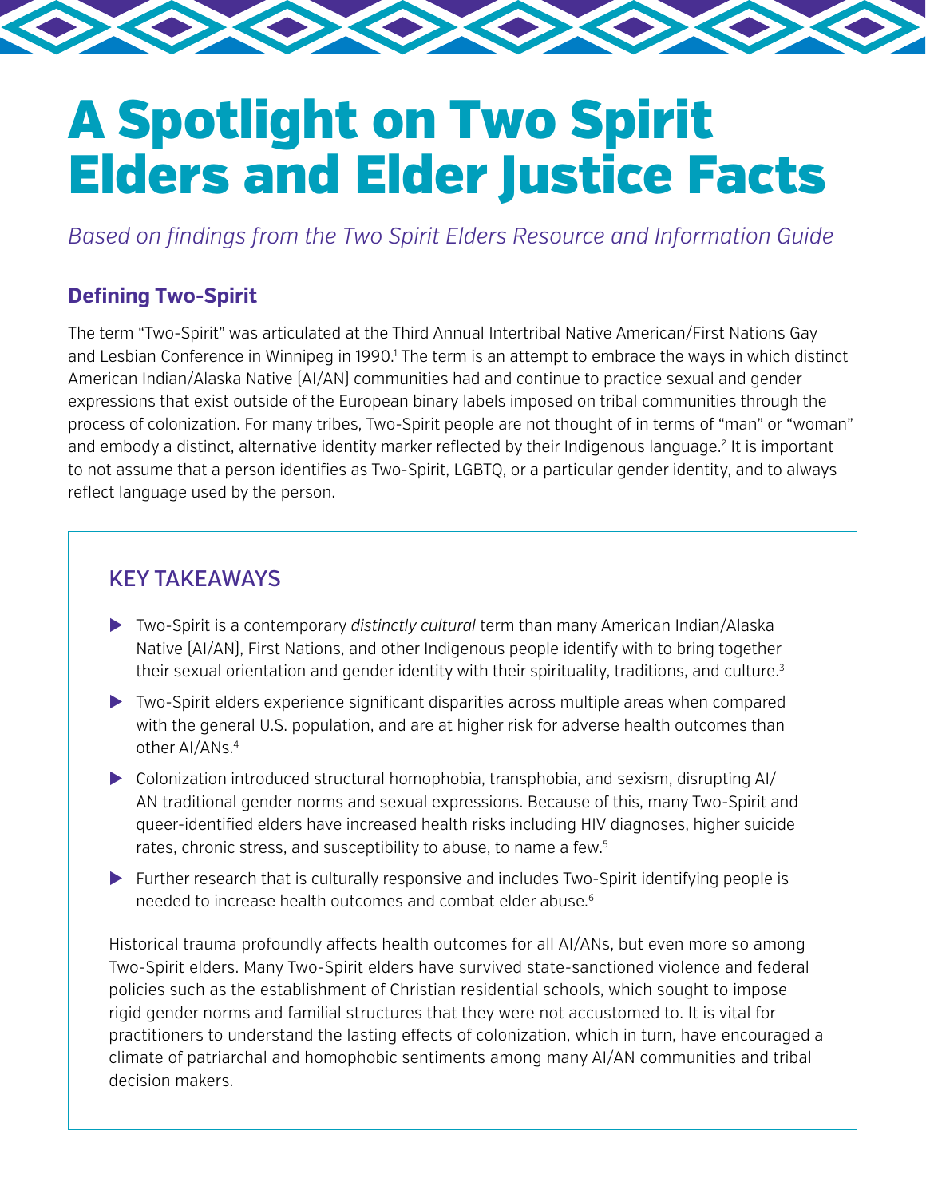# A Spotlight on Two Spirit Elders and Elder Justice Facts

*Based on findings from the Two Spirit Elders Resource and Information Guide*

### Defining Two-Spirit

The term "Two-Spirit" was articulated at the Third Annual Intertribal Native American/First Nations Gay and Lesbian Conference in Winnipeg in 1990.[1] The term is an attempt to embrace the ways in which distinct American Indian/Alaska Native (AI/AN) communities had and continue to practice sexual and gender expressions that exist outside of the European binary labels imposed on tribal communities through the process of colonization. For many tribes, Two-Spirit people are not thought of in terms of "man" or "woman" and embody a distinct, alternative identity marker reflected by their Indigenous language.[2] It is important to not assume that a person identifies as Two-Spirit, LGBTQ, or a particular gender identity, and to always reflect language used by the person.

## KEY TAKEAWAYS

- Two-Spirit is a contemporary *distinctly cultural* term than many American Indian/Alaska Native (AI/AN), First Nations, and other Indigenous people identify with to bring together their sexual orientation and gender identity with their spirituality, traditions, and culture.[3]
- Two-Spirit elders experience significant disparities across multiple areas when compared with the general U.S. population, and are at higher risk for adverse health outcomes than other AI/ANs.[4]
- Colonization introduced structural homophobia, transphobia, and sexism, disrupting AI/AN traditional gender norms and sexual expressions. Because of this, many Two-Spirit and queer-identified elders have increased health risks including HIV diagnoses, higher suicide rates, chronic stress, and susceptibility to abuse, to name a few.[5]
- Further research that is culturally responsive and includes Two-Spirit identifying people is needed to increase health outcomes and combat elder abuse.[6]

Historical trauma profoundly affects health outcomes for all AI/ANs, but even more so among Two-Spirit elders. Many Two-Spirit elders have survived state-sanctioned violence and federal policies such as the establishment of Christian residential schools, which sought to impose rigid gender norms and familial structures that they were not accustomed to. It is vital for practitioners to understand the lasting effects of colonization, which in turn, have encouraged a climate of patriarchal and homophobic sentiments among many AI/AN communities and tribal decision makers.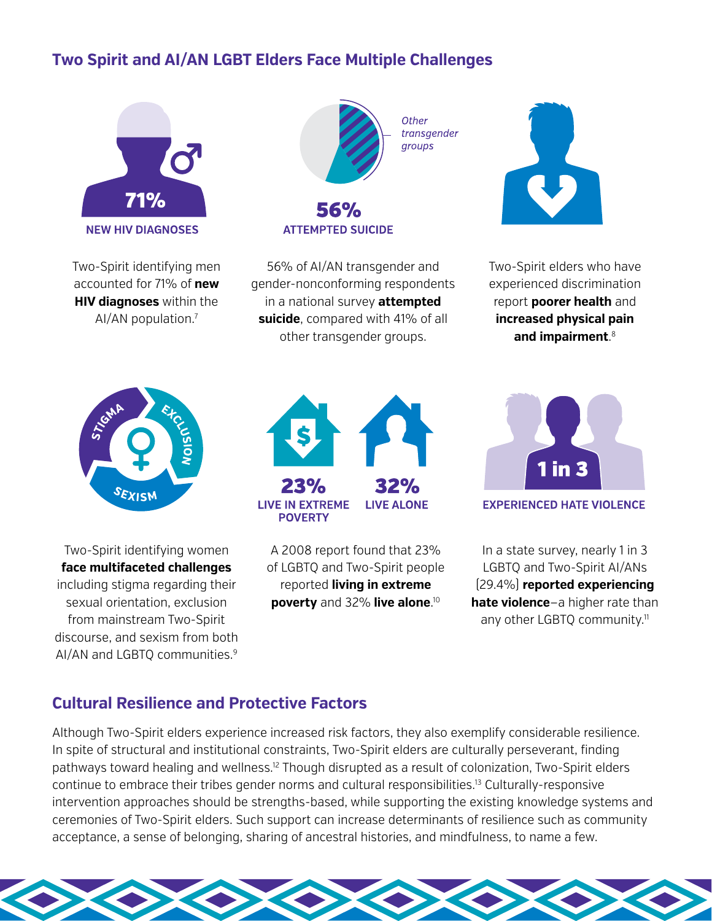## Two Spirit and AI/AN LGBT Elders Face Multiple Challenges

**71%**

**NEW HIV DIAGNOSES**

Two-Spirit identifying men accounted for 71% of **new HIV diagnoses** within the AI/AN population.[7]

*Other transgender groups*

**56%**

**ATTEMPTED SUICIDE**

56% of AI/AN transgender and gender-nonconforming respondents in a national survey **attempted suicide**, compared with 41% of all other transgender groups.

Two-Spirit elders who have experienced discrimination report **poorer health** and **increased physical pain and impairment**.[8]

STIGMA · EXCLUSION · SEXISM

Two-Spirit identifying women **face multifaceted challenges** including stigma regarding their sexual orientation, exclusion from mainstream Two-Spirit discourse, and sexism from both AI/AN and LGBTQ communities.[9]

**23%**

**LIVE IN EXTREME POVERTY**

**32%**

**LIVE ALONE**

A 2008 report found that 23% of LGBTQ and Two-Spirit people reported **living in extreme poverty** and 32% **live alone**.[10]

**1 in 3**

**EXPERIENCED HATE VIOLENCE**

In a state survey, nearly 1 in 3 LGBTQ and Two-Spirit AI/ANs (29.4%) **reported experiencing hate violence**–a higher rate than any other LGBTQ community.[11]

## Cultural Resilience and Protective Factors

Although Two-Spirit elders experience increased risk factors, they also exemplify considerable resilience. In spite of structural and institutional constraints, Two-Spirit elders are culturally perseverant, finding pathways toward healing and wellness.[12] Though disrupted as a result of colonization, Two-Spirit elders continue to embrace their tribes gender norms and cultural responsibilities.[13] Culturally-responsive intervention approaches should be strengths-based, while supporting the existing knowledge systems and ceremonies of Two-Spirit elders. Such support can increase determinants of resilience such as community acceptance, a sense of belonging, sharing of ancestral histories, and mindfulness, to name a few.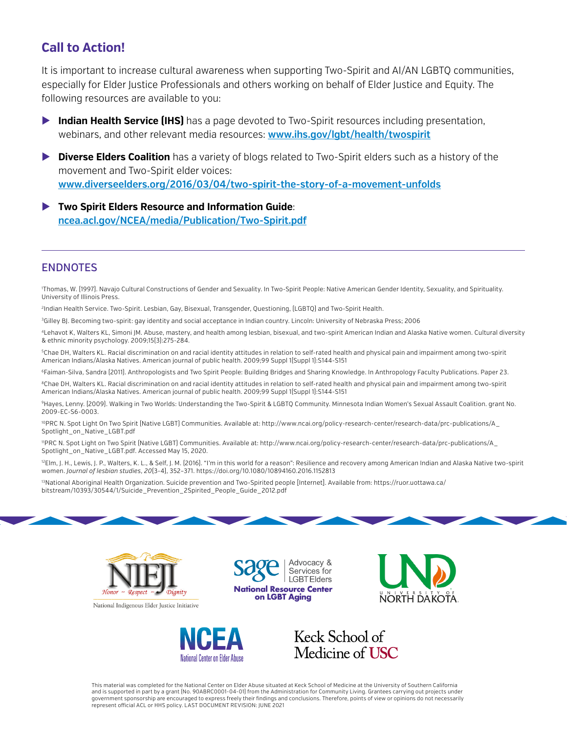## Call to Action!

It is important to increase cultural awareness when supporting Two-Spirit and AI/AN LGBTQ communities, especially for Elder Justice Professionals and others working on behalf of Elder Justice and Equity. The following resources are available to you:

- **Indian Health Service (IHS)** has a page devoted to Two-Spirit resources including presentation, webinars, and other relevant media resources: **www.ihs.gov/lgbt/health/twospirit**
- **Diverse Elders Coalition** has a variety of blogs related to Two-Spirit elders such as a history of the movement and Two-Spirit elder voices: **www.diverseelders.org/2016/03/04/two-spirit-the-story-of-a-movement-unfolds**
- **Two Spirit Elders Resource and Information Guide**: **ncea.acl.gov/NCEA/media/Publication/Two-Spirit.pdf**

## ENDNOTES

[1]Thomas, W. (1997). Navajo Cultural Constructions of Gender and Sexuality. In Two-Spirit People: Native American Gender Identity, Sexuality, and Spirituality. University of Illinois Press.

[2]Indian Health Service. Two-Spirit. Lesbian, Gay, Bisexual, Transgender, Questioning, (LGBTQ) and Two-Spirit Health.

[3]Gilley BJ. Becoming two-spirit: gay identity and social acceptance in Indian country. Lincoln: University of Nebraska Press; 2006

[4]Lehavot K, Walters KL, Simoni JM. Abuse, mastery, and health among lesbian, bisexual, and two-spirit American Indian and Alaska Native women. Cultural diversity & ethnic minority psychology. 2009;15(3):275-284.

[5]Chae DH, Walters KL. Racial discrimination on and racial identity attitudes in relation to self-rated health and physical pain and impairment among two-spirit American Indians/Alaska Natives. American journal of public health. 2009;99 Suppl 1(Suppl 1):S144-S151

[6]Faiman-Silva, Sandra (2011). Anthropologists and Two Spirit People: Building Bridges and Sharing Knowledge. In Anthropology Faculty Publications. Paper 23.

[8]Chae DH, Walters KL. Racial discrimination on and racial identity attitudes in relation to self-rated health and physical pain and impairment among two-spirit American Indians/Alaska Natives. American journal of public health. 2009;99 Suppl 1(Suppl 1):S144-S151

[9]Hayes, Lenny. (2009). Walking in Two Worlds: Understanding the Two-Spirit & LGBTQ Community. Minnesota Indian Women's Sexual Assault Coalition. grant No. 2009-EC-S6-0003.

[10]PRC N. Spot Light On Two Spirit (Native LGBT) Communities. Available at: http://www.ncai.org/policy-research-center/research-data/prc-publications/A_Spotlight_on_Native_LGBT.pdf

[11]PRC N. Spot Light on Two Spirit (Native LGBT) Communities. Available at: http://www.ncai.org/policy-research-center/research-data/prc-publications/A_Spotlight_on_Native_LGBT.pdf. Accessed May 15, 2020.

[12]Elm, J. H., Lewis, J. P., Walters, K. L., & Self, J. M. (2016). "I'm in this world for a reason": Resilience and recovery among American Indian and Alaska Native two-spirit women. *Journal of lesbian studies*, *20*(3-4), 352–371. https://doi.org/10.1080/10894160.2016.1152813

[13]National Aboriginal Health Organization. Suicide prevention and Two-Spirited people [Internet]. Available from: https://ruor.uottawa.ca/bitstream/10393/30544/1/Suicide_Prevention_2Spirited_People_Guide_2012.pdf

NIEJI — Honor ~ Respect ~ Dignity — National Indigenous Elder Justice Initiative

sage — Advocacy & Services for LGBT Elders — National Resource Center on LGBT Aging

University of North Dakota

NCEA — National Center on Elder Abuse

Keck School of Medicine of USC

This material was completed for the National Center on Elder Abuse situated at Keck School of Medicine at the University of Southern California and is supported in part by a grant (No. 90ABRC0001-04-01) from the Administration for Community Living. Grantees carrying out projects under government sponsorship are encouraged to express freely their findings and conclusions. Therefore, points of view or opinions do not necessarily represent official ACL or HHS policy. LAST DOCUMENT REVISION: JUNE 2021